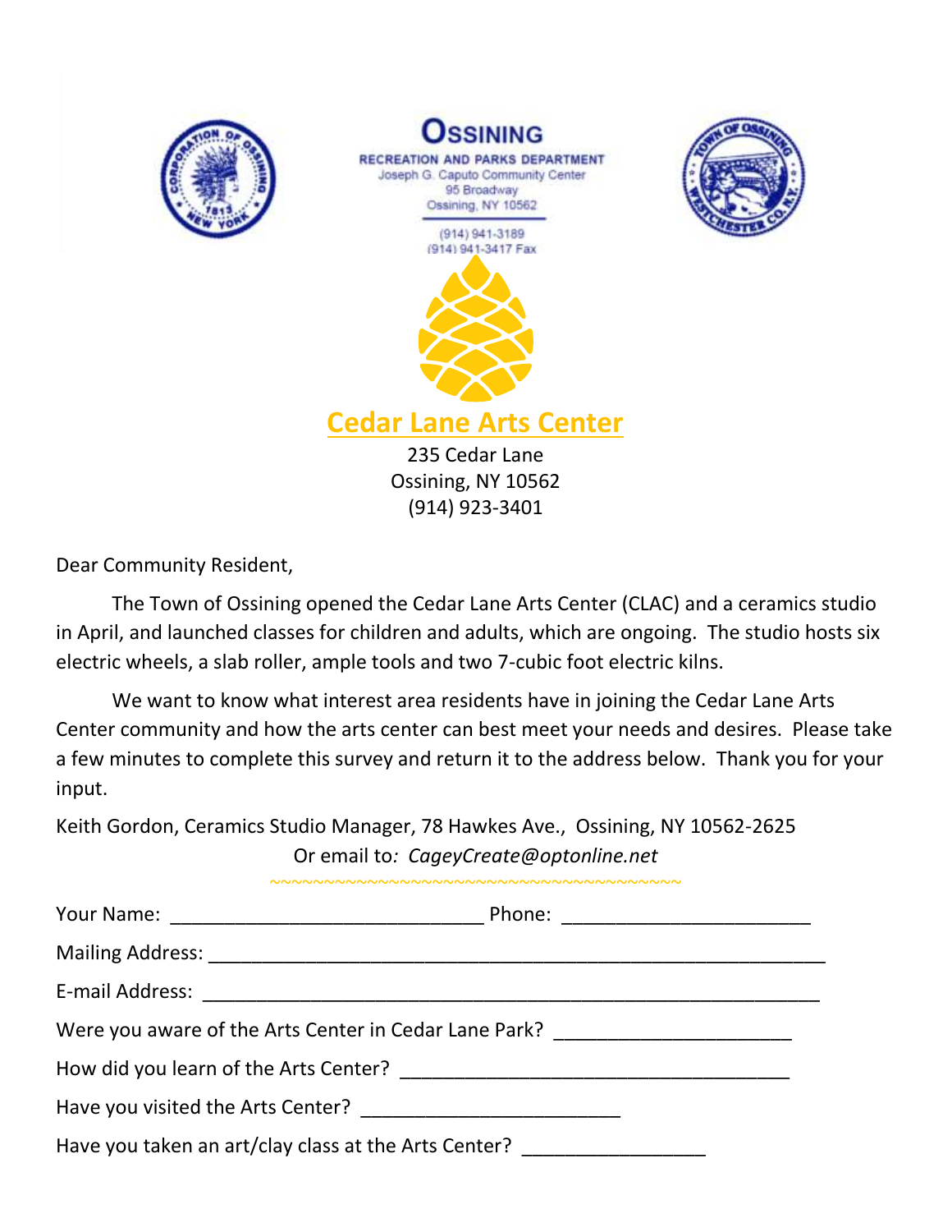**OSSINING**

RECREATION AND PARKS DEPARTMENT
Joseph G. Caputo Community Center
95 Broadway
Ossining, NY 10562

(914) 941-3189
(914) 941-3417 Fax

# Cedar Lane Arts Center

235 Cedar Lane
Ossining, NY 10562
(914) 923-3401

Dear Community Resident,

The Town of Ossining opened the Cedar Lane Arts Center (CLAC) and a ceramics studio in April, and launched classes for children and adults, which are ongoing. The studio hosts six electric wheels, a slab roller, ample tools and two 7-cubic foot electric kilns.

We want to know what interest area residents have in joining the Cedar Lane Arts Center community and how the arts center can best meet your needs and desires. Please take a few minutes to complete this survey and return it to the address below. Thank you for your input.

Keith Gordon, Ceramics Studio Manager, 78 Hawkes Ave., Ossining, NY 10562-2625
Or email to: *CageyCreate@optonline.net*

~~~~~~~~~~~~~~~~~~~~~~~~~~~~~~~~~~~~~~~~

Your Name: _____________________________ Phone: _______________________

Mailing Address: __________________________________________________________

E-mail Address: ___________________________________________________________

Were you aware of the Arts Center in Cedar Lane Park? ______________________

How did you learn of the Arts Center? ____________________________________

Have you visited the Arts Center? ________________________

Have you taken an art/clay class at the Arts Center? _________________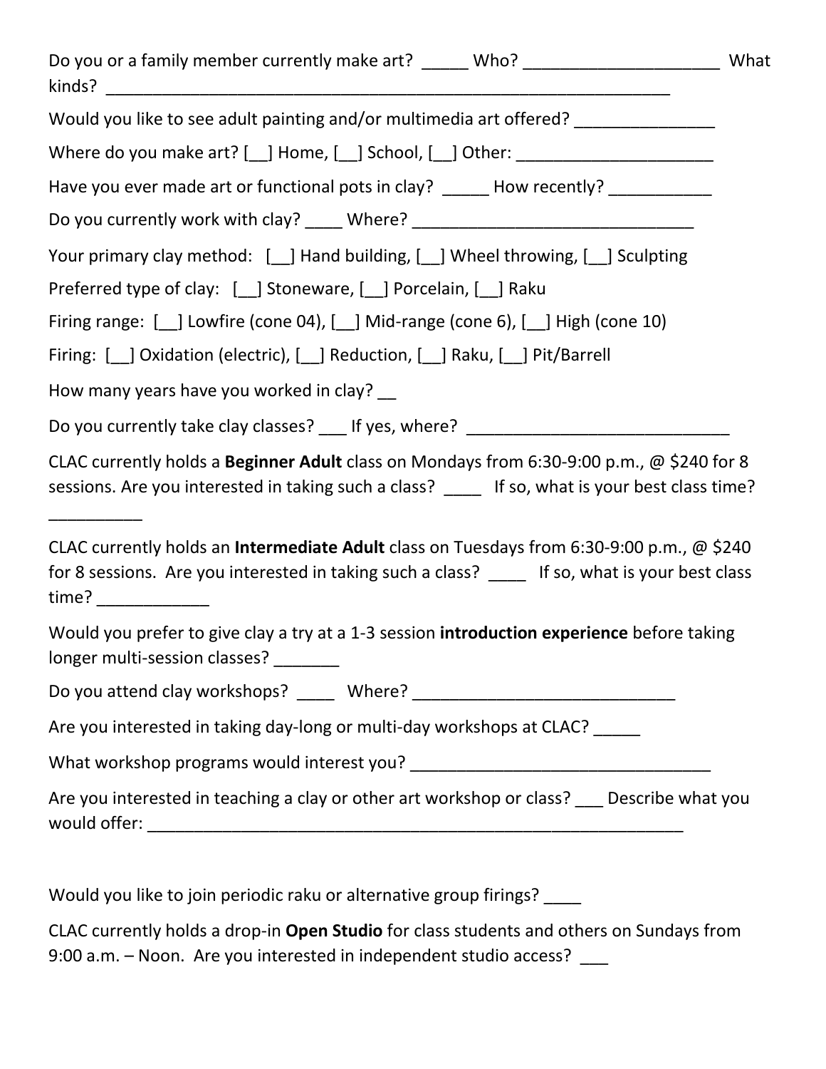Do you or a family member currently make art? _____ Who? _____________________ What kinds? _______________________________________________________________

Would you like to see adult painting and/or multimedia art offered? _______________

Where do you make art? [__] Home, [__] School, [__] Other: _____________________

Have you ever made art or functional pots in clay? _____ How recently? ___________

Do you currently work with clay? ____ Where? ______________________________

Your primary clay method: [__] Hand building, [__] Wheel throwing, [__] Sculpting

Preferred type of clay: [__] Stoneware, [__] Porcelain, [__] Raku

Firing range: [__] Lowfire (cone 04), [__] Mid-range (cone 6), [__] High (cone 10)

Firing: [__] Oxidation (electric), [__] Reduction, [__] Raku, [__] Pit/Barrell

How many years have you worked in clay? __

Do you currently take clay classes? ___ If yes, where? ____________________________

CLAC currently holds a **Beginner Adult** class on Mondays from 6:30-9:00 p.m., @ $240 for 8 sessions. Are you interested in taking such a class? ____ If so, what is your best class time? __________

CLAC currently holds an **Intermediate Adult** class on Tuesdays from 6:30-9:00 p.m., @ $240 for 8 sessions. Are you interested in taking such a class? ____ If so, what is your best class time? ____________

Would you prefer to give clay a try at a 1-3 session **introduction experience** before taking longer multi-session classes? _______

Do you attend clay workshops? ____ Where? ____________________________

Are you interested in taking day-long or multi-day workshops at CLAC? _____

What workshop programs would interest you? ________________________________

Are you interested in teaching a clay or other art workshop or class? ___ Describe what you would offer: ____________________________________________________________

Would you like to join periodic raku or alternative group firings? ____

CLAC currently holds a drop-in **Open Studio** for class students and others on Sundays from 9:00 a.m. – Noon. Are you interested in independent studio access? ___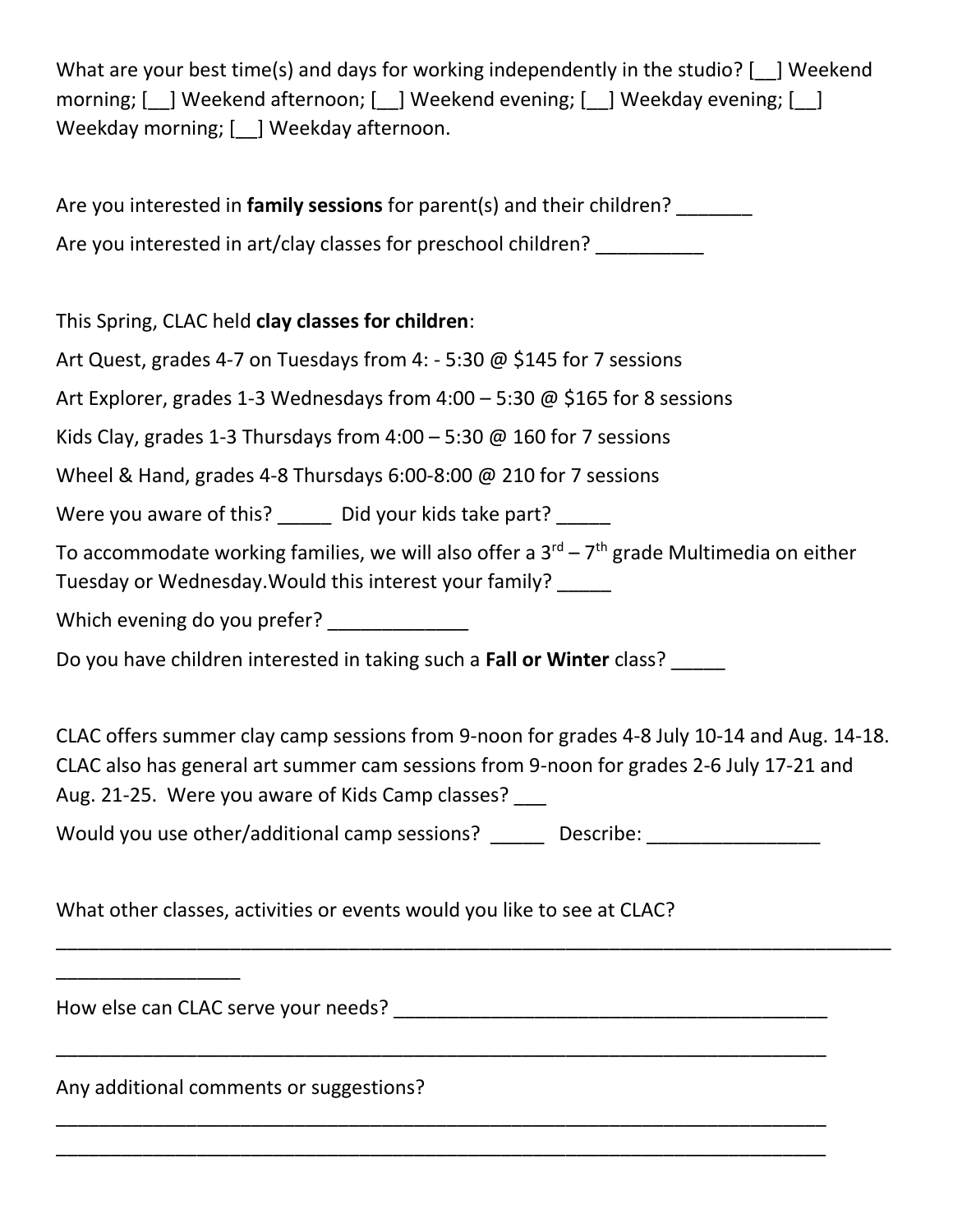What are your best time(s) and days for working independently in the studio? [__] Weekend morning; [__] Weekend afternoon; [__] Weekend evening; [__] Weekday evening; [__] Weekday morning; [__] Weekday afternoon.

Are you interested in **family sessions** for parent(s) and their children? _______

Are you interested in art/clay classes for preschool children? __________

This Spring, CLAC held **clay classes for children**:

Art Quest, grades 4-7 on Tuesdays from 4: - 5:30 @ $145 for 7 sessions

Art Explorer, grades 1-3 Wednesdays from 4:00 – 5:30 @ $165 for 8 sessions

Kids Clay, grades 1-3 Thursdays from 4:00 – 5:30 @ 160 for 7 sessions

Wheel & Hand, grades 4-8 Thursdays 6:00-8:00 @ 210 for 7 sessions

Were you aware of this? _____ Did your kids take part? _____

To accommodate working families, we will also offer a 3rd – 7th grade Multimedia on either Tuesday or Wednesday.Would this interest your family? _____

Which evening do you prefer? _____________

Do you have children interested in taking such a **Fall or Winter** class? _____

CLAC offers summer clay camp sessions from 9-noon for grades 4-8 July 10-14 and Aug. 14-18. CLAC also has general art summer cam sessions from 9-noon for grades 2-6 July 17-21 and Aug. 21-25. Were you aware of Kids Camp classes? ___

Would you use other/additional camp sessions? _____ Describe: ________________

What other classes, activities or events would you like to see at CLAC?

_____________________________________________________________________________

_________________

How else can CLAC serve your needs? ________________________________________

_________________________________________________________________________

Any additional comments or suggestions?

_________________________________________________________________________

_________________________________________________________________________